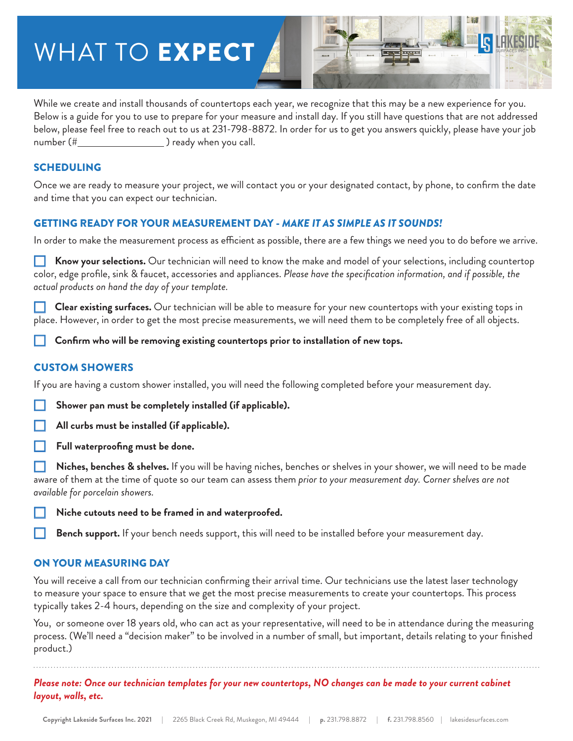# WHAT TO **EXPECT**

While we create and install thousands of countertops each year, we recognize that this may be a new experience for you. Below is a guide for you to use to prepare for your measure and install day. If you still have questions that are not addressed below, please feel free to reach out to us at 231-798-8872. In order for us to get you answers quickly, please have your job number (#________________ ) ready when you call.

## SCHEDULING

Once we are ready to measure your project, we will contact you or your designated contact, by phone, to confirm the date and time that you can expect our technician.

## GETTING READY FOR YOUR MEASUREMENT DAY - *MAKE IT AS SIMPLE AS IT SOUNDS!*

In order to make the measurement process as efficient as possible, there are a few things we need you to do before we arrive.

- [ ] **Know your selections.** Our technician will need to know the make and model of your selections, including countertop color, edge profile, sink & faucet, accessories and appliances. *Please have the specification information, and if possible, the actual products on hand the day of your template.*
- [ ] **Clear existing surfaces.** Our technician will be able to measure for your new countertops with your existing tops in place. However, in order to get the most precise measurements, we will need them to be completely free of all objects.
- [ ] **Confirm who will be removing existing countertops prior to installation of new tops.**

## CUSTOM SHOWERS

If you are having a custom shower installed, you will need the following completed before your measurement day.

- [ ] **Shower pan must be completely installed (if applicable).**
- [ ] **All curbs must be installed (if applicable).**
- [ ] **Full waterproofing must be done.**
- [ ] **Niches, benches & shelves.** If you will be having niches, benches or shelves in your shower, we will need to be made aware of them at the time of quote so our team can assess them *prior to your measurement day. Corner shelves are not available for porcelain showers.*
- [ ] **Niche cutouts need to be framed in and waterproofed.**
- [ ] **Bench support.** If your bench needs support, this will need to be installed before your measurement day.

## ON YOUR MEASURING DAY

You will receive a call from our technician confirming their arrival time. Our technicians use the latest laser technology to measure your space to ensure that we get the most precise measurements to create your countertops. This process typically takes 2-4 hours, depending on the size and complexity of your project.

You, or someone over 18 years old, who can act as your representative, will need to be in attendance during the measuring process. (We'll need a "decision maker" to be involved in a number of small, but important, details relating to your finished product.)

***Please note: Once our technician templates for your new countertops, NO changes can be made to your current cabinet layout, walls, etc.***

Copyright Lakeside Surfaces Inc. 2021 | 2265 Black Creek Rd, Muskegon, MI 49444 | p. 231.798.8872 | f. 231.798.8560 | lakesidesurfaces.com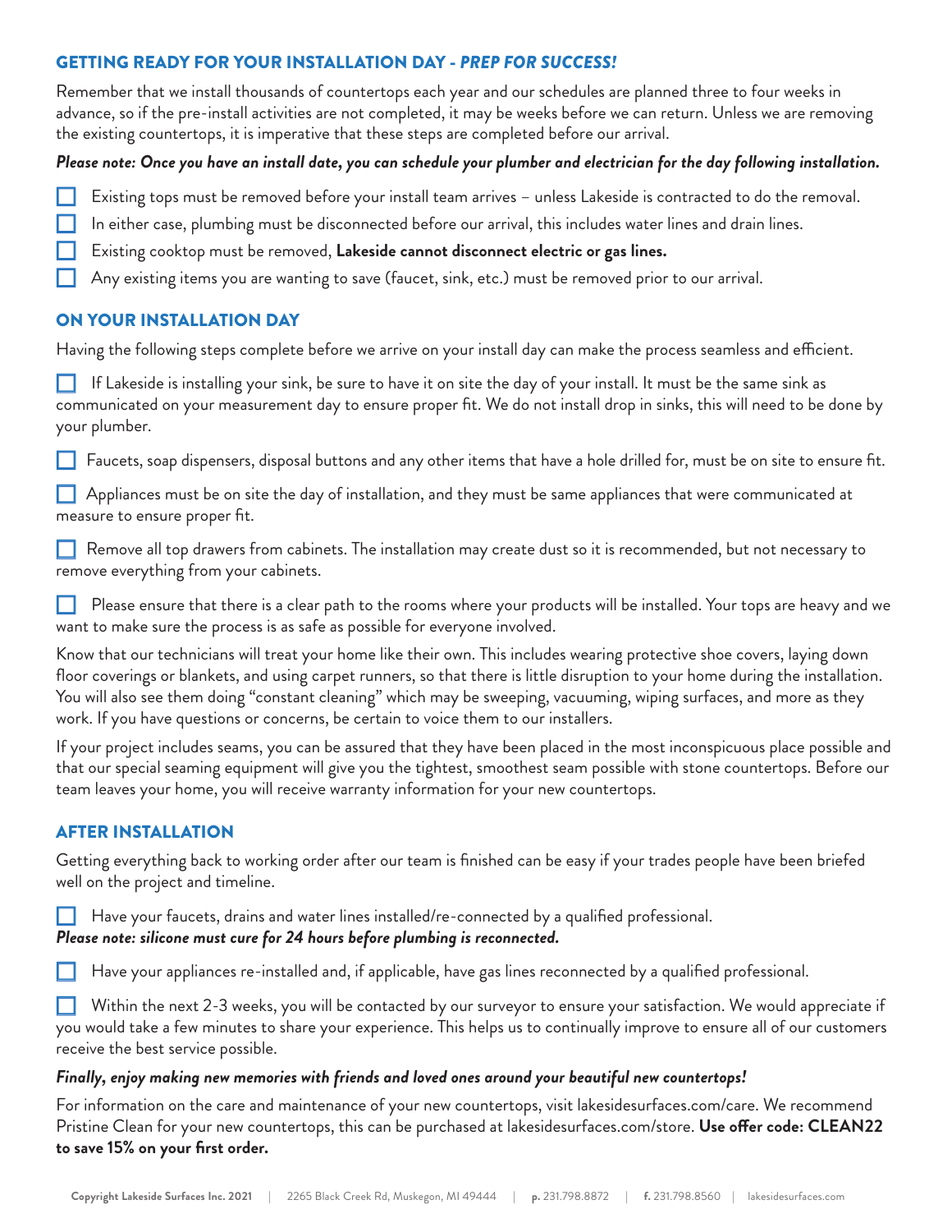## GETTING READY FOR YOUR INSTALLATION DAY - *PREP FOR SUCCESS!*

Remember that we install thousands of countertops each year and our schedules are planned three to four weeks in advance, so if the pre-install activities are not completed, it may be weeks before we can return. Unless we are removing the existing countertops, it is imperative that these steps are completed before our arrival.

***Please note: Once you have an install date, you can schedule your plumber and electrician for the day following installation.***

- [ ] Existing tops must be removed before your install team arrives – unless Lakeside is contracted to do the removal.
- [ ] In either case, plumbing must be disconnected before our arrival, this includes water lines and drain lines.
- [ ] Existing cooktop must be removed, **Lakeside cannot disconnect electric or gas lines.**
- [ ] Any existing items you are wanting to save (faucet, sink, etc.) must be removed prior to our arrival.

## ON YOUR INSTALLATION DAY

Having the following steps complete before we arrive on your install day can make the process seamless and efficient.

- [ ] If Lakeside is installing your sink, be sure to have it on site the day of your install. It must be the same sink as communicated on your measurement day to ensure proper fit. We do not install drop in sinks, this will need to be done by your plumber.
- [ ] Faucets, soap dispensers, disposal buttons and any other items that have a hole drilled for, must be on site to ensure fit.
- [ ] Appliances must be on site the day of installation, and they must be same appliances that were communicated at measure to ensure proper fit.
- [ ] Remove all top drawers from cabinets. The installation may create dust so it is recommended, but not necessary to remove everything from your cabinets.
- [ ] Please ensure that there is a clear path to the rooms where your products will be installed. Your tops are heavy and we want to make sure the process is as safe as possible for everyone involved.

Know that our technicians will treat your home like their own. This includes wearing protective shoe covers, laying down floor coverings or blankets, and using carpet runners, so that there is little disruption to your home during the installation. You will also see them doing "constant cleaning" which may be sweeping, vacuuming, wiping surfaces, and more as they work. If you have questions or concerns, be certain to voice them to our installers.

If your project includes seams, you can be assured that they have been placed in the most inconspicuous place possible and that our special seaming equipment will give you the tightest, smoothest seam possible with stone countertops. Before our team leaves your home, you will receive warranty information for your new countertops.

## AFTER INSTALLATION

Getting everything back to working order after our team is finished can be easy if your trades people have been briefed well on the project and timeline.

- [ ] Have your faucets, drains and water lines installed/re-connected by a qualified professional.
  ***Please note: silicone must cure for 24 hours before plumbing is reconnected.***
- [ ] Have your appliances re-installed and, if applicable, have gas lines reconnected by a qualified professional.
- [ ] Within the next 2-3 weeks, you will be contacted by our surveyor to ensure your satisfaction. We would appreciate if you would take a few minutes to share your experience. This helps us to continually improve to ensure all of our customers receive the best service possible.

***Finally, enjoy making new memories with friends and loved ones around your beautiful new countertops!***

For information on the care and maintenance of your new countertops, visit lakesidesurfaces.com/care. We recommend Pristine Clean for your new countertops, this can be purchased at lakesidesurfaces.com/store. **Use offer code: CLEAN22 to save 15% on your first order.**

**Copyright Lakeside Surfaces Inc. 2021** | 2265 Black Creek Rd, Muskegon, MI 49444 | **p.** 231.798.8872 | **f.** 231.798.8560 | lakesidesurfaces.com